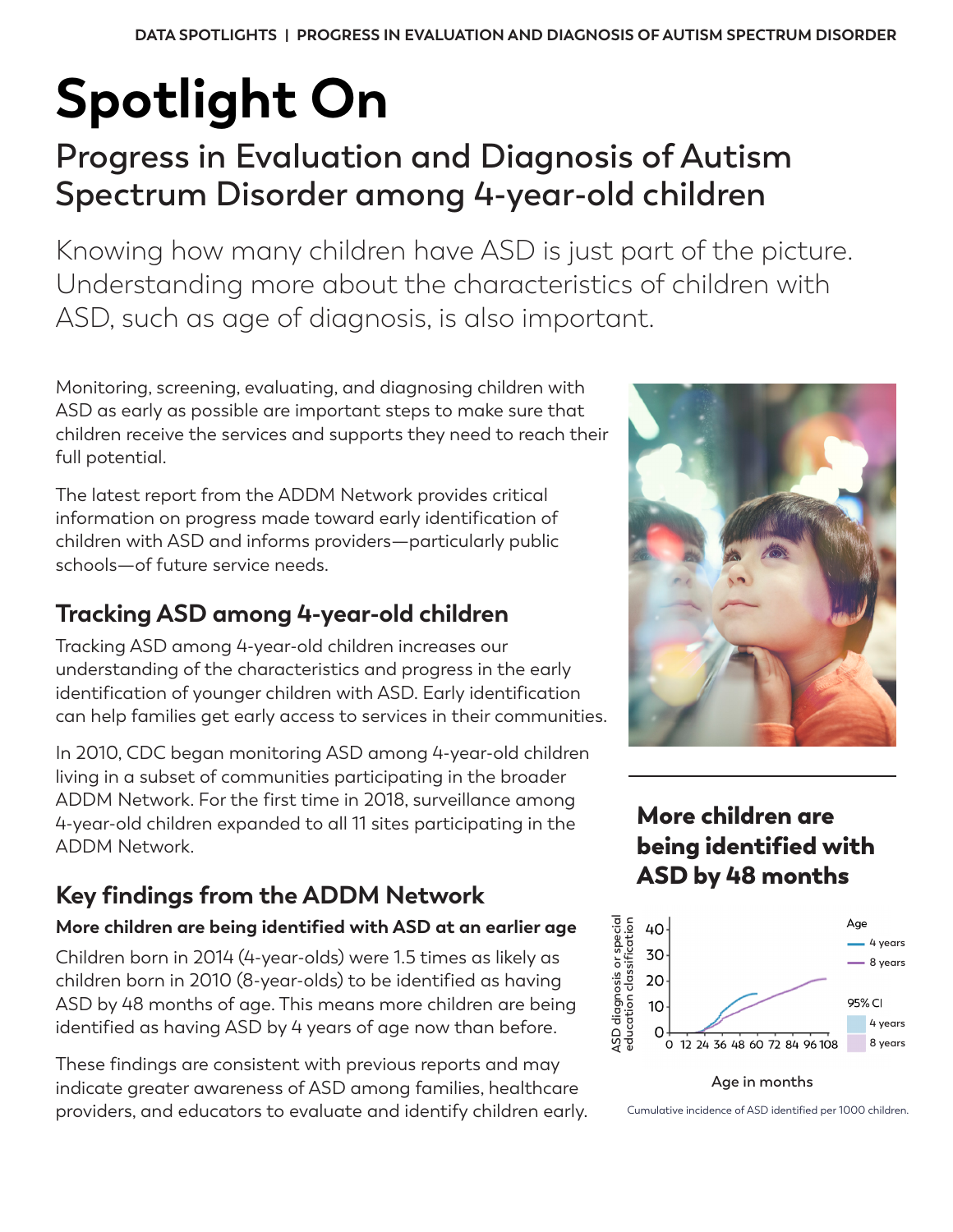# Spotlight On

## Progress in Evaluation and Diagnosis of Autism Spectrum Disorder among 4-year-old children

Knowing how many children have ASD is just part of the picture. Understanding more about the characteristics of children with ASD, such as age of diagnosis, is also important.

Monitoring, screening, evaluating, and diagnosing children with ASD as early as possible are important steps to make sure that children receive the services and supports they need to reach their full potential.

The latest report from the ADDM Network provides critical information on progress made toward early identification of children with ASD and informs providers—particularly public schools—of future service needs.

### Tracking ASD among 4-year-old children

Tracking ASD among 4-year-old children increases our understanding of the characteristics and progress in the early identification of younger children with ASD. Early identification can help families get early access to services in their communities.

In 2010, CDC began monitoring ASD among 4-year-old children living in a subset of communities participating in the broader ADDM Network. For the first time in 2018, surveillance among 4-year-old children expanded to all 11 sites participating in the ADDM Network.

### Key findings from the ADDM Network

**More children are being identified with ASD at an earlier age**

Children born in 2014 (4-year-olds) were 1.5 times as likely as children born in 2010 (8-year-olds) to be identified as having ASD by 48 months of age. This means more children are being identified as having ASD by 4 years of age now than before.

These findings are consistent with previous reports and may indicate greater awareness of ASD among families, healthcare providers, and educators to evaluate and identify children early.

### More children are being identified with ASD by 48 months

Cumulative incidence of ASD identified per 1000 children.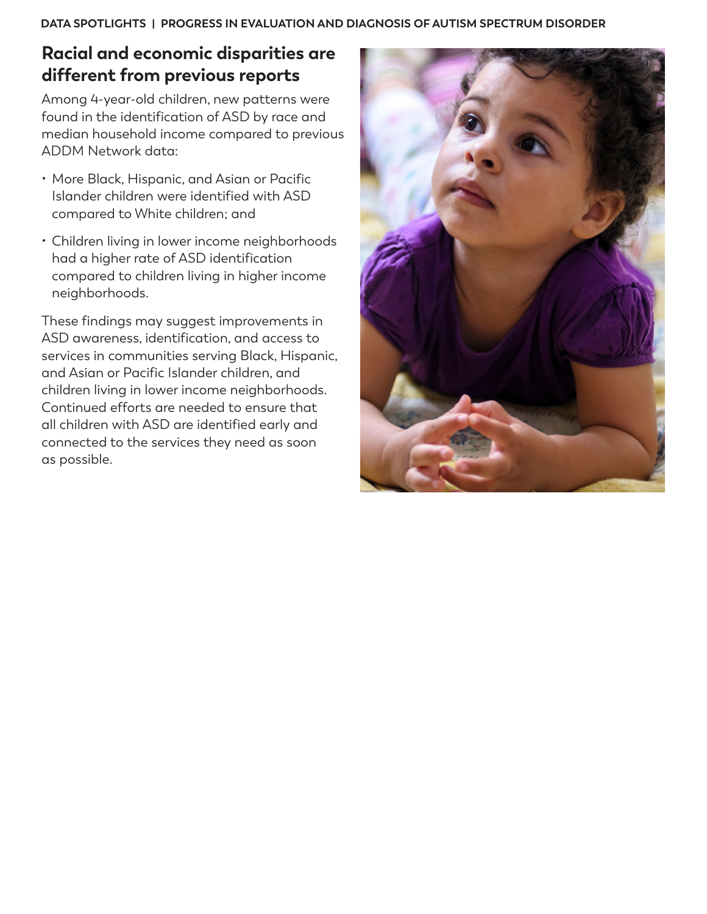## Racial and economic disparities are different from previous reports

Among 4-year-old children, new patterns were found in the identification of ASD by race and median household income compared to previous ADDM Network data:

- More Black, Hispanic, and Asian or Pacific Islander children were identified with ASD compared to White children; and
- Children living in lower income neighborhoods had a higher rate of ASD identification compared to children living in higher income neighborhoods.

These findings may suggest improvements in ASD awareness, identification, and access to services in communities serving Black, Hispanic, and Asian or Pacific Islander children, and children living in lower income neighborhoods. Continued efforts are needed to ensure that all children with ASD are identified early and connected to the services they need as soon as possible.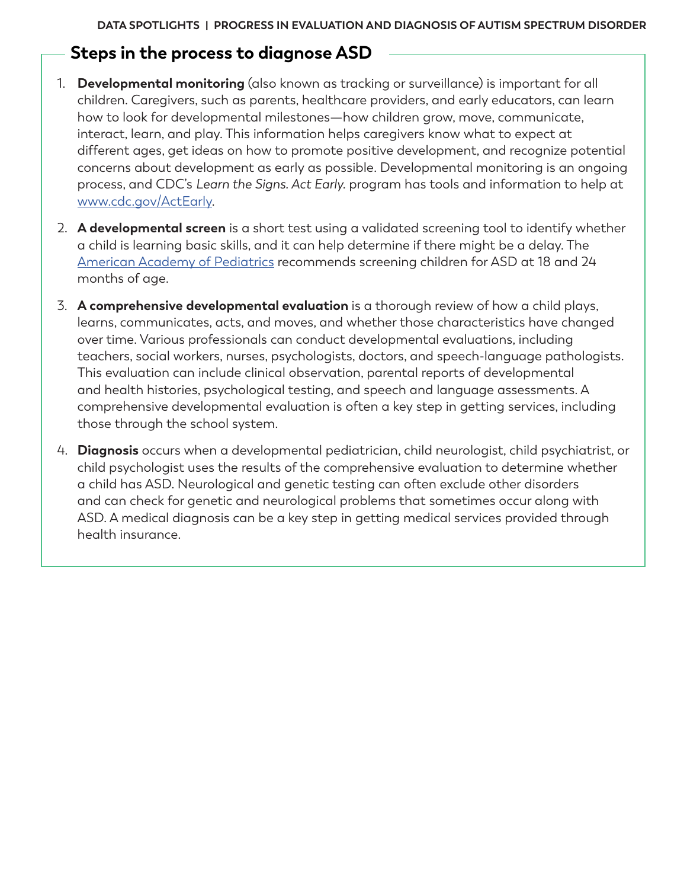## Steps in the process to diagnose ASD

1. **Developmental monitoring** (also known as tracking or surveillance) is important for all children. Caregivers, such as parents, healthcare providers, and early educators, can learn how to look for developmental milestones—how children grow, move, communicate, interact, learn, and play. This information helps caregivers know what to expect at different ages, get ideas on how to promote positive development, and recognize potential concerns about development as early as possible. Developmental monitoring is an ongoing process, and CDC's *Learn the Signs. Act Early.* program has tools and information to help at www.cdc.gov/ActEarly.

2. **A developmental screen** is a short test using a validated screening tool to identify whether a child is learning basic skills, and it can help determine if there might be a delay. The American Academy of Pediatrics recommends screening children for ASD at 18 and 24 months of age.

3. **A comprehensive developmental evaluation** is a thorough review of how a child plays, learns, communicates, acts, and moves, and whether those characteristics have changed over time. Various professionals can conduct developmental evaluations, including teachers, social workers, nurses, psychologists, doctors, and speech-language pathologists. This evaluation can include clinical observation, parental reports of developmental and health histories, psychological testing, and speech and language assessments. A comprehensive developmental evaluation is often a key step in getting services, including those through the school system.

4. **Diagnosis** occurs when a developmental pediatrician, child neurologist, child psychiatrist, or child psychologist uses the results of the comprehensive evaluation to determine whether a child has ASD. Neurological and genetic testing can often exclude other disorders and can check for genetic and neurological problems that sometimes occur along with ASD. A medical diagnosis can be a key step in getting medical services provided through health insurance.